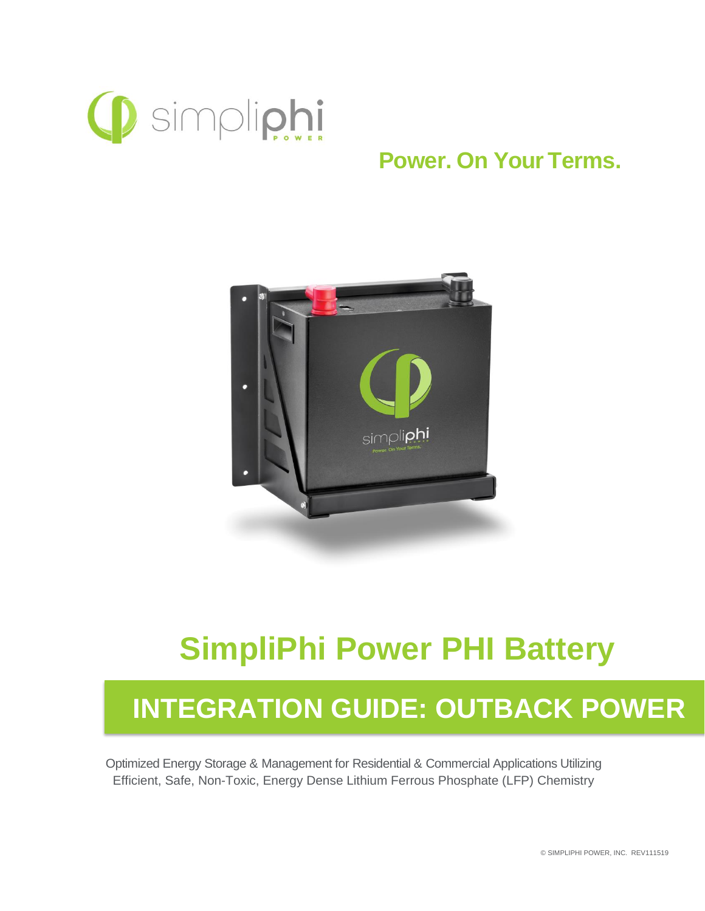simpliphi POWER

**Power. On Your Terms.**

# SimpliPhi Power PHI Battery

## INTEGRATION GUIDE: OUTBACK POWER

Optimized Energy Storage & Management for Residential & Commercial Applications Utilizing Efficient, Safe, Non-Toxic, Energy Dense Lithium Ferrous Phosphate (LFP) Chemistry

© SIMPLIPHI POWER, INC. REV111519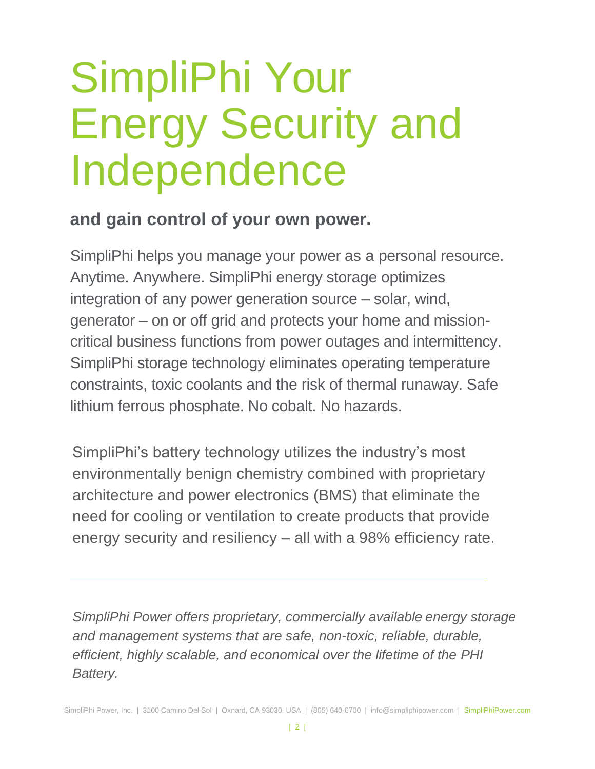# SimpliPhi Your Energy Security and Independence

**and gain control of your own power.**

SimpliPhi helps you manage your power as a personal resource. Anytime. Anywhere. SimpliPhi energy storage optimizes integration of any power generation source – solar, wind, generator – on or off grid and protects your home and mission-critical business functions from power outages and intermittency. SimpliPhi storage technology eliminates operating temperature constraints, toxic coolants and the risk of thermal runaway. Safe lithium ferrous phosphate. No cobalt. No hazards.

SimpliPhi's battery technology utilizes the industry's most environmentally benign chemistry combined with proprietary architecture and power electronics (BMS) that eliminate the need for cooling or ventilation to create products that provide energy security and resiliency – all with a 98% efficiency rate.

---

*SimpliPhi Power offers proprietary, commercially available energy storage and management systems that are safe, non-toxic, reliable, durable, efficient, highly scalable, and economical over the lifetime of the PHI Battery.*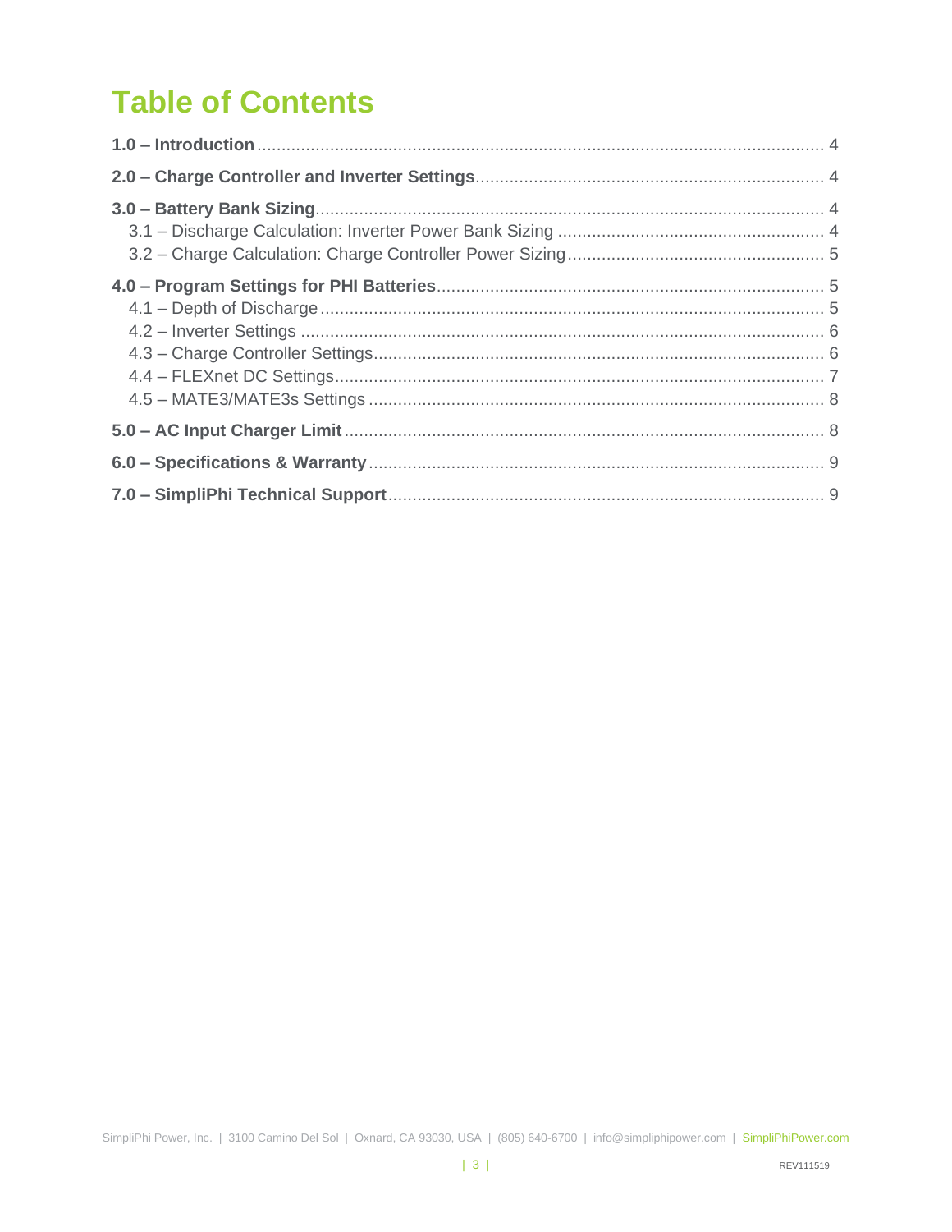# Table of Contents

**1.0 – Introduction** .................................................................................................... 4

**2.0 – Charge Controller and Inverter Settings** ....................................................................... 4

**3.0 – Battery Bank Sizing** ........................................................................................................ 4

3.1 – Discharge Calculation: Inverter Power Bank Sizing ...................................................... 4

3.2 – Charge Calculation: Charge Controller Power Sizing .................................................... 5

**4.0 – Program Settings for PHI Batteries** .............................................................................. 5

4.1 – Depth of Discharge ...................................................................................................... 5

4.2 – Inverter Settings .......................................................................................................... 6

4.3 – Charge Controller Settings ........................................................................................... 6

4.4 – FLEXnet DC Settings .................................................................................................... 7

4.5 – MATE3/MATE3s Settings ............................................................................................ 8

**5.0 – AC Input Charger Limit** .................................................................................................. 8

**6.0 – Specifications & Warranty** ............................................................................................. 9

**7.0 – SimpliPhi Technical Support** ......................................................................................... 9

SimpliPhi Power, Inc. | 3100 Camino Del Sol | Oxnard, CA 93030, USA | (805) 640-6700 | info@simpliphipower.com | SimpliPhiPower.com

REV111519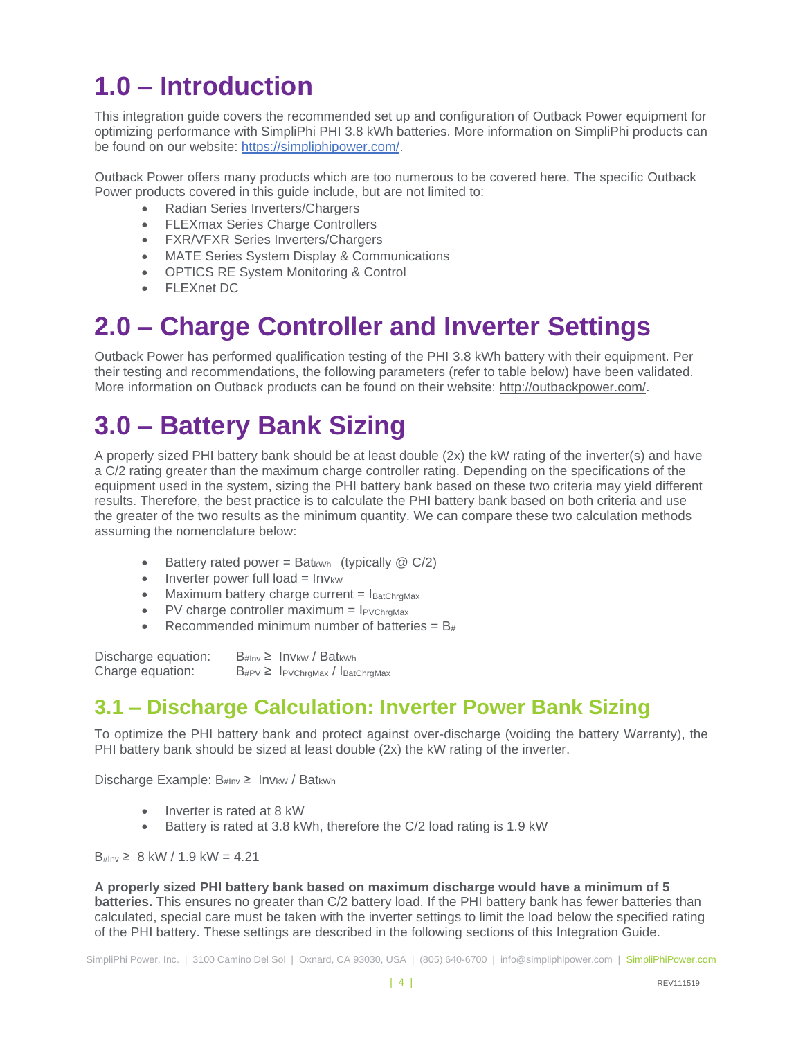# 1.0 – Introduction

This integration guide covers the recommended set up and configuration of Outback Power equipment for optimizing performance with SimpliPhi PHI 3.8 kWh batteries. More information on SimpliPhi products can be found on our website: https://simpliphipower.com/.

Outback Power offers many products which are too numerous to be covered here. The specific Outback Power products covered in this guide include, but are not limited to:

- Radian Series Inverters/Chargers
- FLEXmax Series Charge Controllers
- FXR/VFXR Series Inverters/Chargers
- MATE Series System Display & Communications
- OPTICS RE System Monitoring & Control
- FLEXnet DC

# 2.0 – Charge Controller and Inverter Settings

Outback Power has performed qualification testing of the PHI 3.8 kWh battery with their equipment. Per their testing and recommendations, the following parameters (refer to table below) have been validated. More information on Outback products can be found on their website: http://outbackpower.com/.

# 3.0 – Battery Bank Sizing

A properly sized PHI battery bank should be at least double (2x) the kW rating of the inverter(s) and have a C/2 rating greater than the maximum charge controller rating. Depending on the specifications of the equipment used in the system, sizing the PHI battery bank based on these two criteria may yield different results. Therefore, the best practice is to calculate the PHI battery bank based on both criteria and use the greater of the two results as the minimum quantity. We can compare these two calculation methods assuming the nomenclature below:

- Battery rated power = $Bat_{kWh}$ (typically @ C/2)
- Inverter power full load = $Inv_{kW}$
- Maximum battery charge current = $I_{BatChrgMax}$
- PV charge controller maximum = $I_{PVChrgMax}$
- Recommended minimum number of batteries = $B_{\#}$

Discharge equation: $B_{\#Inv} \geq Inv_{kW} / Bat_{kWh}$

Charge equation: $B_{\#PV} \geq I_{PVChrgMax} / I_{BatChrgMax}$

## 3.1 – Discharge Calculation: Inverter Power Bank Sizing

To optimize the PHI battery bank and protect against over-discharge (voiding the battery Warranty), the PHI battery bank should be sized at least double (2x) the kW rating of the inverter.

Discharge Example: $B_{\#Inv} \geq Inv_{kW} / Bat_{kWh}$

- Inverter is rated at 8 kW
- Battery is rated at 3.8 kWh, therefore the C/2 load rating is 1.9 kW

$B_{\#Inv} \geq$ 8 kW / 1.9 kW = 4.21

**A properly sized PHI battery bank based on maximum discharge would have a minimum of 5 batteries.** This ensures no greater than C/2 battery load. If the PHI battery bank has fewer batteries than calculated, special care must be taken with the inverter settings to limit the load below the specified rating of the PHI battery. These settings are described in the following sections of this Integration Guide.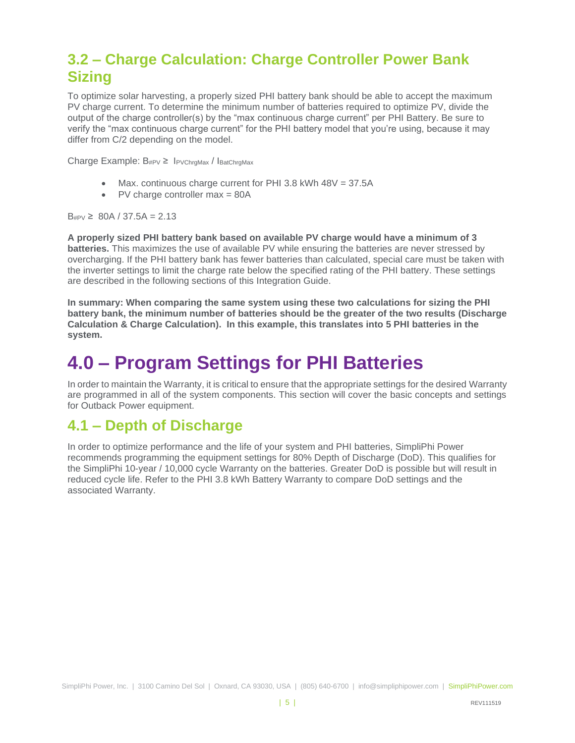## 3.2 – Charge Calculation: Charge Controller Power Bank Sizing

To optimize solar harvesting, a properly sized PHI battery bank should be able to accept the maximum PV charge current. To determine the minimum number of batteries required to optimize PV, divide the output of the charge controller(s) by the "max continuous charge current" per PHI Battery. Be sure to verify the "max continuous charge current" for the PHI battery model that you're using, because it may differ from C/2 depending on the model.

Charge Example: $B_{\#PV} \geq I_{PVChrgMax} / I_{BatChrgMax}$

- Max. continuous charge current for PHI 3.8 kWh 48V = 37.5A
- PV charge controller max = 80A

$B_{\#PV} \geq$ 80A / 37.5A = 2.13

**A properly sized PHI battery bank based on available PV charge would have a minimum of 3 batteries.** This maximizes the use of available PV while ensuring the batteries are never stressed by overcharging. If the PHI battery bank has fewer batteries than calculated, special care must be taken with the inverter settings to limit the charge rate below the specified rating of the PHI battery. These settings are described in the following sections of this Integration Guide.

**In summary: When comparing the same system using these two calculations for sizing the PHI battery bank, the minimum number of batteries should be the greater of the two results (Discharge Calculation & Charge Calculation). In this example, this translates into 5 PHI batteries in the system.**

# 4.0 – Program Settings for PHI Batteries

In order to maintain the Warranty, it is critical to ensure that the appropriate settings for the desired Warranty are programmed in all of the system components. This section will cover the basic concepts and settings for Outback Power equipment.

## 4.1 – Depth of Discharge

In order to optimize performance and the life of your system and PHI batteries, SimpliPhi Power recommends programming the equipment settings for 80% Depth of Discharge (DoD). This qualifies for the SimpliPhi 10-year / 10,000 cycle Warranty on the batteries. Greater DoD is possible but will result in reduced cycle life. Refer to the PHI 3.8 kWh Battery Warranty to compare DoD settings and the associated Warranty.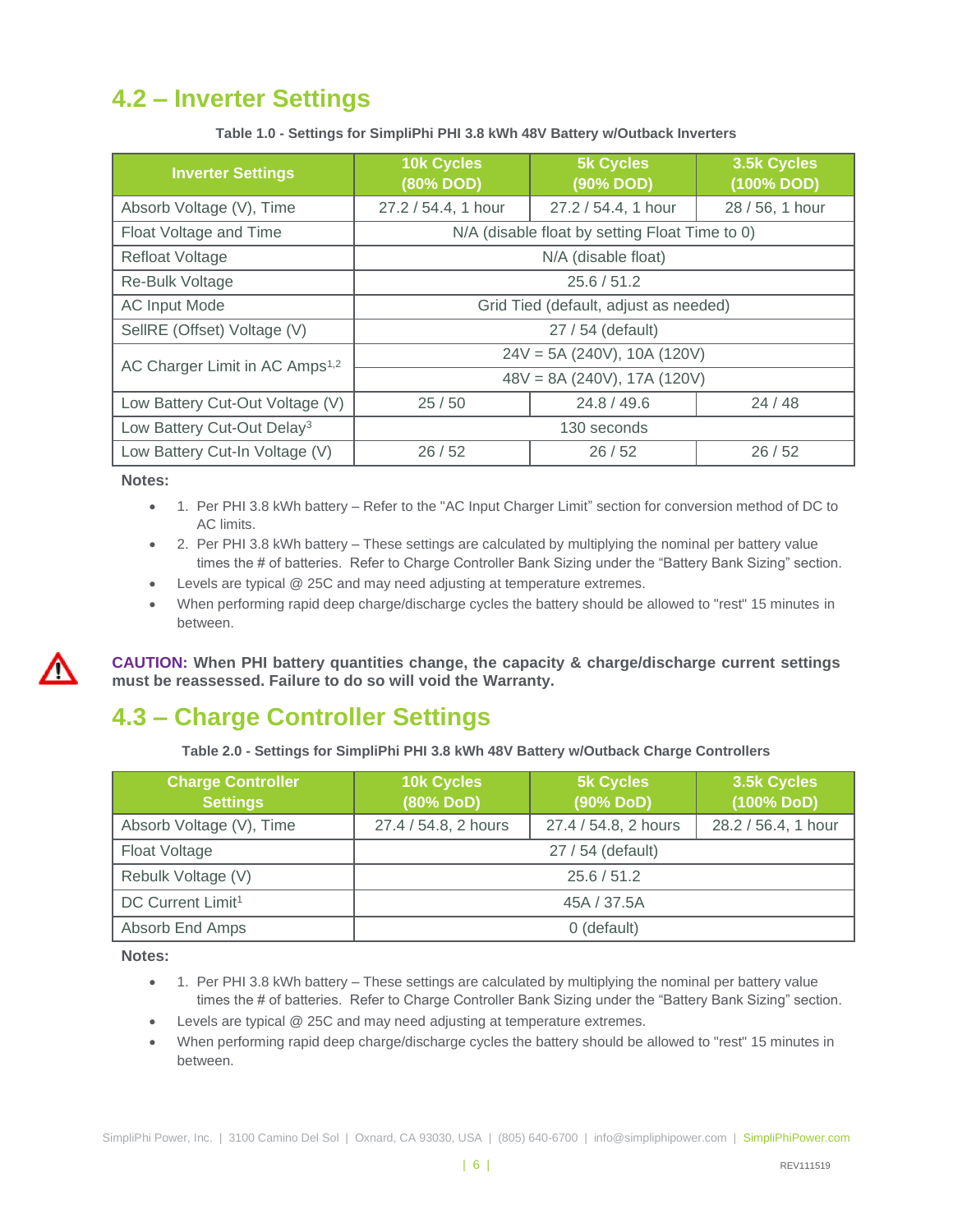## 4.2 – Inverter Settings

**Table 1.0 - Settings for SimpliPhi PHI 3.8 kWh 48V Battery w/Outback Inverters**

| Inverter Settings | 10k Cycles (80% DOD) | 5k Cycles (90% DOD) | 3.5k Cycles (100% DOD) |
|---|---|---|---|
| Absorb Voltage (V), Time | 27.2 / 54.4, 1 hour | 27.2 / 54.4, 1 hour | 28 / 56, 1 hour |
| Float Voltage and Time | N/A (disable float by setting Float Time to 0) | | |
| Refloat Voltage | N/A (disable float) | | |
| Re-Bulk Voltage | 25.6 / 51.2 | | |
| AC Input Mode | Grid Tied (default, adjust as needed) | | |
| SellRE (Offset) Voltage (V) | 27 / 54 (default) | | |
| AC Charger Limit in AC Amps[1,2] | 24V = 5A (240V), 10A (120V) | | |
| | 48V = 8A (240V), 17A (120V) | | |
| Low Battery Cut-Out Voltage (V) | 25 / 50 | 24.8 / 49.6 | 24 / 48 |
| Low Battery Cut-Out Delay[3] | 130 seconds | | |
| Low Battery Cut-In Voltage (V) | 26 / 52 | 26 / 52 | 26 / 52 |

**Notes:**

- 1. Per PHI 3.8 kWh battery – Refer to the "AC Input Charger Limit" section for conversion method of DC to AC limits.
- 2. Per PHI 3.8 kWh battery – These settings are calculated by multiplying the nominal per battery value times the # of batteries. Refer to Charge Controller Bank Sizing under the "Battery Bank Sizing" section.
- Levels are typical @ 25C and may need adjusting at temperature extremes.
- When performing rapid deep charge/discharge cycles the battery should be allowed to "rest" 15 minutes in between.

**CAUTION: When PHI battery quantities change, the capacity & charge/discharge current settings must be reassessed. Failure to do so will void the Warranty.**

## 4.3 – Charge Controller Settings

**Table 2.0 - Settings for SimpliPhi PHI 3.8 kWh 48V Battery w/Outback Charge Controllers**

| Charge Controller Settings | 10k Cycles (80% DoD) | 5k Cycles (90% DoD) | 3.5k Cycles (100% DoD) |
|---|---|---|---|
| Absorb Voltage (V), Time | 27.4 / 54.8, 2 hours | 27.4 / 54.8, 2 hours | 28.2 / 56.4, 1 hour |
| Float Voltage | 27 / 54 (default) | | |
| Rebulk Voltage (V) | 25.6 / 51.2 | | |
| DC Current Limit[1] | 45A / 37.5A | | |
| Absorb End Amps | 0 (default) | | |

**Notes:**

- 1. Per PHI 3.8 kWh battery – These settings are calculated by multiplying the nominal per battery value times the # of batteries. Refer to Charge Controller Bank Sizing under the "Battery Bank Sizing" section.
- Levels are typical @ 25C and may need adjusting at temperature extremes.
- When performing rapid deep charge/discharge cycles the battery should be allowed to "rest" 15 minutes in between.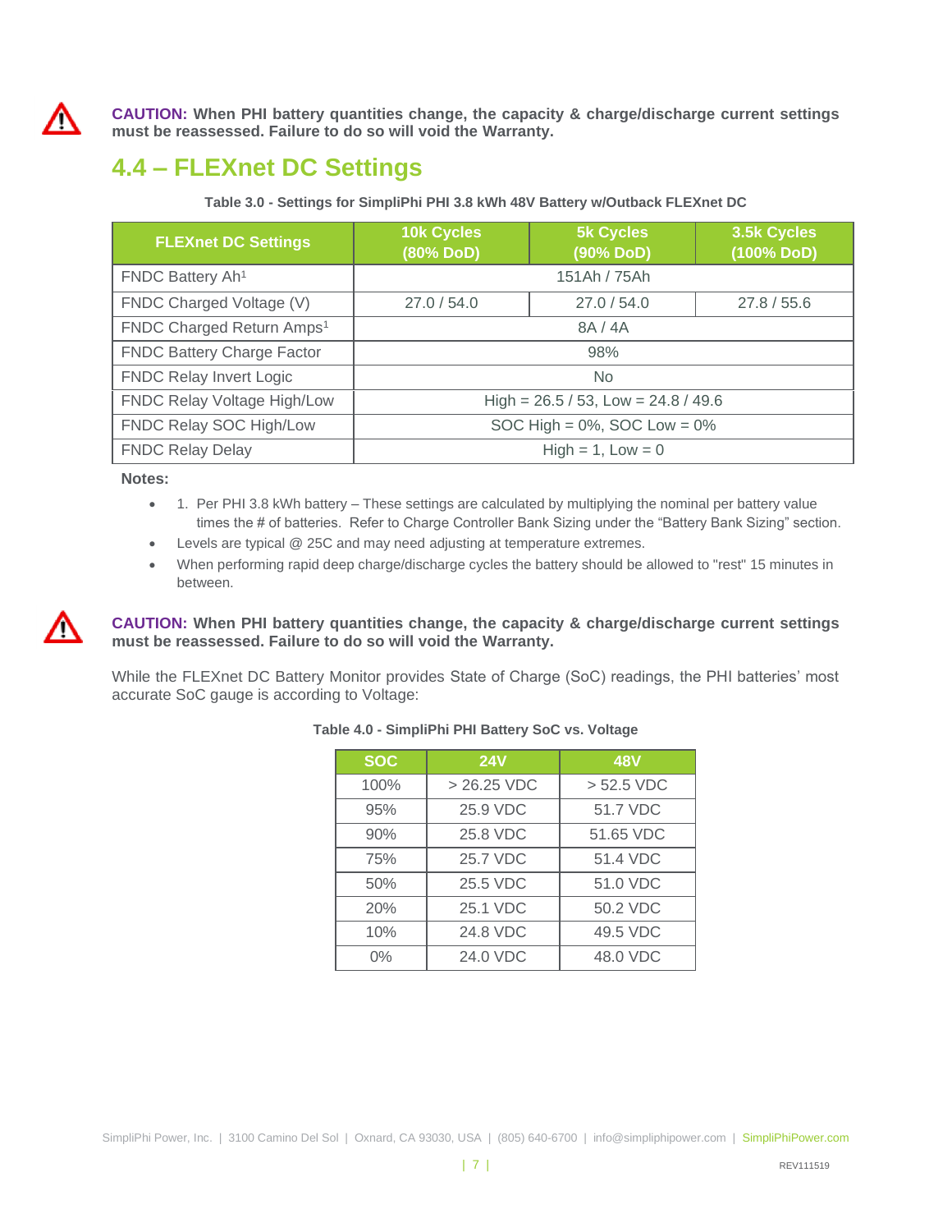**CAUTION: When PHI battery quantities change, the capacity & charge/discharge current settings must be reassessed. Failure to do so will void the Warranty.**

## 4.4 – FLEXnet DC Settings

**Table 3.0 - Settings for SimpliPhi PHI 3.8 kWh 48V Battery w/Outback FLEXnet DC**

| FLEXnet DC Settings | 10k Cycles (80% DoD) | 5k Cycles (90% DoD) | 3.5k Cycles (100% DoD) |
|---|---|---|---|
| FNDC Battery Ah[1] | 151Ah / 75Ah | | |
| FNDC Charged Voltage (V) | 27.0 / 54.0 | 27.0 / 54.0 | 27.8 / 55.6 |
| FNDC Charged Return Amps[1] | 8A / 4A | | |
| FNDC Battery Charge Factor | 98% | | |
| FNDC Relay Invert Logic | No | | |
| FNDC Relay Voltage High/Low | High = 26.5 / 53, Low = 24.8 / 49.6 | | |
| FNDC Relay SOC High/Low | SOC High = 0%, SOC Low = 0% | | |
| FNDC Relay Delay | High = 1, Low = 0 | | |

**Notes:**

- 1. Per PHI 3.8 kWh battery – These settings are calculated by multiplying the nominal per battery value times the # of batteries. Refer to Charge Controller Bank Sizing under the "Battery Bank Sizing" section.
- Levels are typical @ 25C and may need adjusting at temperature extremes.
- When performing rapid deep charge/discharge cycles the battery should be allowed to "rest" 15 minutes in between.

**CAUTION: When PHI battery quantities change, the capacity & charge/discharge current settings must be reassessed. Failure to do so will void the Warranty.**

While the FLEXnet DC Battery Monitor provides State of Charge (SoC) readings, the PHI batteries' most accurate SoC gauge is according to Voltage:

**Table 4.0 - SimpliPhi PHI Battery SoC vs. Voltage**

| SOC | 24V | 48V |
|---|---|---|
| 100% | > 26.25 VDC | > 52.5 VDC |
| 95% | 25.9 VDC | 51.7 VDC |
| 90% | 25.8 VDC | 51.65 VDC |
| 75% | 25.7 VDC | 51.4 VDC |
| 50% | 25.5 VDC | 51.0 VDC |
| 20% | 25.1 VDC | 50.2 VDC |
| 10% | 24.8 VDC | 49.5 VDC |
| 0% | 24.0 VDC | 48.0 VDC |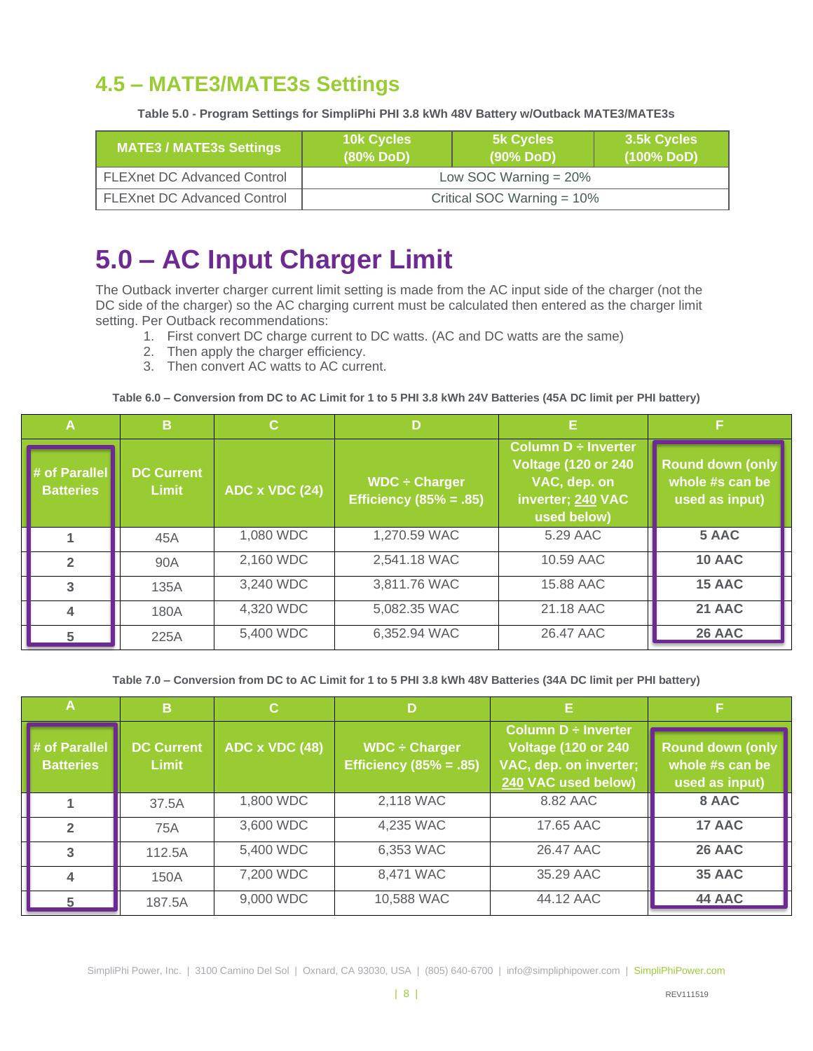## 4.5 – MATE3/MATE3s Settings

**Table 5.0 - Program Settings for SimpliPhi PHI 3.8 kWh 48V Battery w/Outback MATE3/MATE3s**

| MATE3 / MATE3s Settings | 10k Cycles (80% DoD) | 5k Cycles (90% DoD) | 3.5k Cycles (100% DoD) |
|---|---|---|---|
| FLEXnet DC Advanced Control | Low SOC Warning = 20% | | |
| FLEXnet DC Advanced Control | Critical SOC Warning = 10% | | |

# 5.0 – AC Input Charger Limit

The Outback inverter charger current limit setting is made from the AC input side of the charger (not the DC side of the charger) so the AC charging current must be calculated then entered as the charger limit setting. Per Outback recommendations:

1. First convert DC charge current to DC watts. (AC and DC watts are the same)
2. Then apply the charger efficiency.
3. Then convert AC watts to AC current.

**Table 6.0 – Conversion from DC to AC Limit for 1 to 5 PHI 3.8 kWh 24V Batteries (45A DC limit per PHI battery)**

| A | B | C | D | E | F |
|---|---|---|---|---|---|
| # of Parallel Batteries | DC Current Limit | ADC x VDC (24) | WDC ÷ Charger Efficiency (85% = .85) | Column D ÷ Inverter Voltage (120 or 240 VAC, dep. on inverter; 240 VAC used below) | Round down (only whole #s can be used as input) |
| 1 | 45A | 1,080 WDC | 1,270.59 WAC | 5.29 AAC | **5 AAC** |
| 2 | 90A | 2,160 WDC | 2,541.18 WAC | 10.59 AAC | **10 AAC** |
| 3 | 135A | 3,240 WDC | 3,811.76 WAC | 15.88 AAC | **15 AAC** |
| 4 | 180A | 4,320 WDC | 5,082.35 WAC | 21.18 AAC | **21 AAC** |
| 5 | 225A | 5,400 WDC | 6,352.94 WAC | 26.47 AAC | **26 AAC** |

**Table 7.0 – Conversion from DC to AC Limit for 1 to 5 PHI 3.8 kWh 48V Batteries (34A DC limit per PHI battery)**

| A | B | C | D | E | F |
|---|---|---|---|---|---|
| # of Parallel Batteries | DC Current Limit | ADC x VDC (48) | WDC ÷ Charger Efficiency (85% = .85) | Column D ÷ Inverter Voltage (120 or 240 VAC, dep. on inverter; 240 VAC used below) | Round down (only whole #s can be used as input) |
| 1 | 37.5A | 1,800 WDC | 2,118 WAC | 8.82 AAC | **8 AAC** |
| 2 | 75A | 3,600 WDC | 4,235 WAC | 17.65 AAC | **17 AAC** |
| 3 | 112.5A | 5,400 WDC | 6,353 WAC | 26.47 AAC | **26 AAC** |
| 4 | 150A | 7,200 WDC | 8,471 WAC | 35.29 AAC | **35 AAC** |
| 5 | 187.5A | 9,000 WDC | 10,588 WAC | 44.12 AAC | **44 AAC** |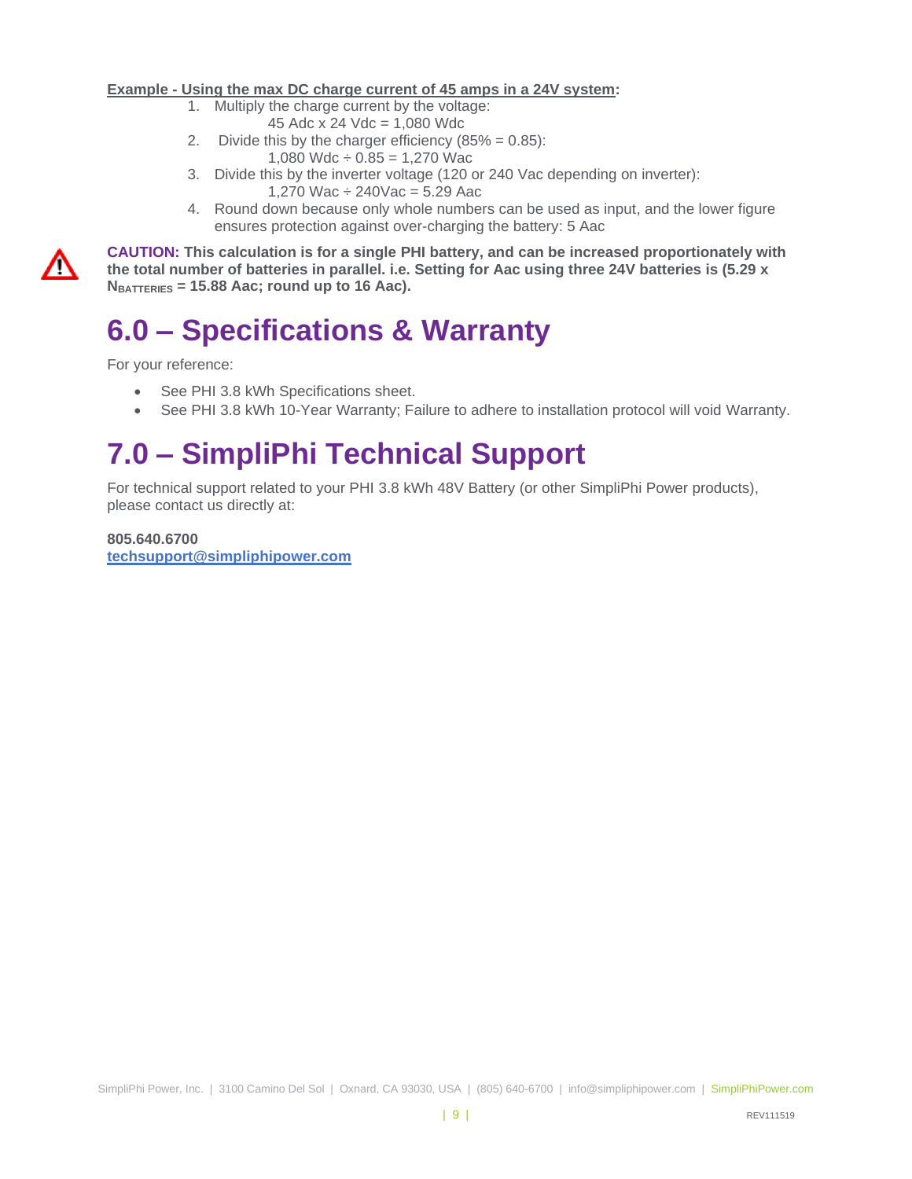**Example - Using the max DC charge current of 45 amps in a 24V system:**

1. Multiply the charge current by the voltage:
   45 Adc x 24 Vdc = 1,080 Wdc
2. Divide this by the charger efficiency (85% = 0.85):
   1,080 Wdc ÷ 0.85 = 1,270 Wac
3. Divide this by the inverter voltage (120 or 240 Vac depending on inverter):
   1,270 Wac ÷ 240Vac = 5.29 Aac
4. Round down because only whole numbers can be used as input, and the lower figure ensures protection against over-charging the battery: 5 Aac

**CAUTION: This calculation is for a single PHI battery, and can be increased proportionately with the total number of batteries in parallel. i.e. Setting for Aac using three 24V batteries is (5.29 x $N_{BATTERIES}$ = 15.88 Aac; round up to 16 Aac).**

# 6.0 – Specifications & Warranty

For your reference:

- See PHI 3.8 kWh Specifications sheet.
- See PHI 3.8 kWh 10-Year Warranty; Failure to adhere to installation protocol will void Warranty.

# 7.0 – SimpliPhi Technical Support

For technical support related to your PHI 3.8 kWh 48V Battery (or other SimpliPhi Power products), please contact us directly at:

**805.640.6700**
**techsupport@simpliphipower.com**